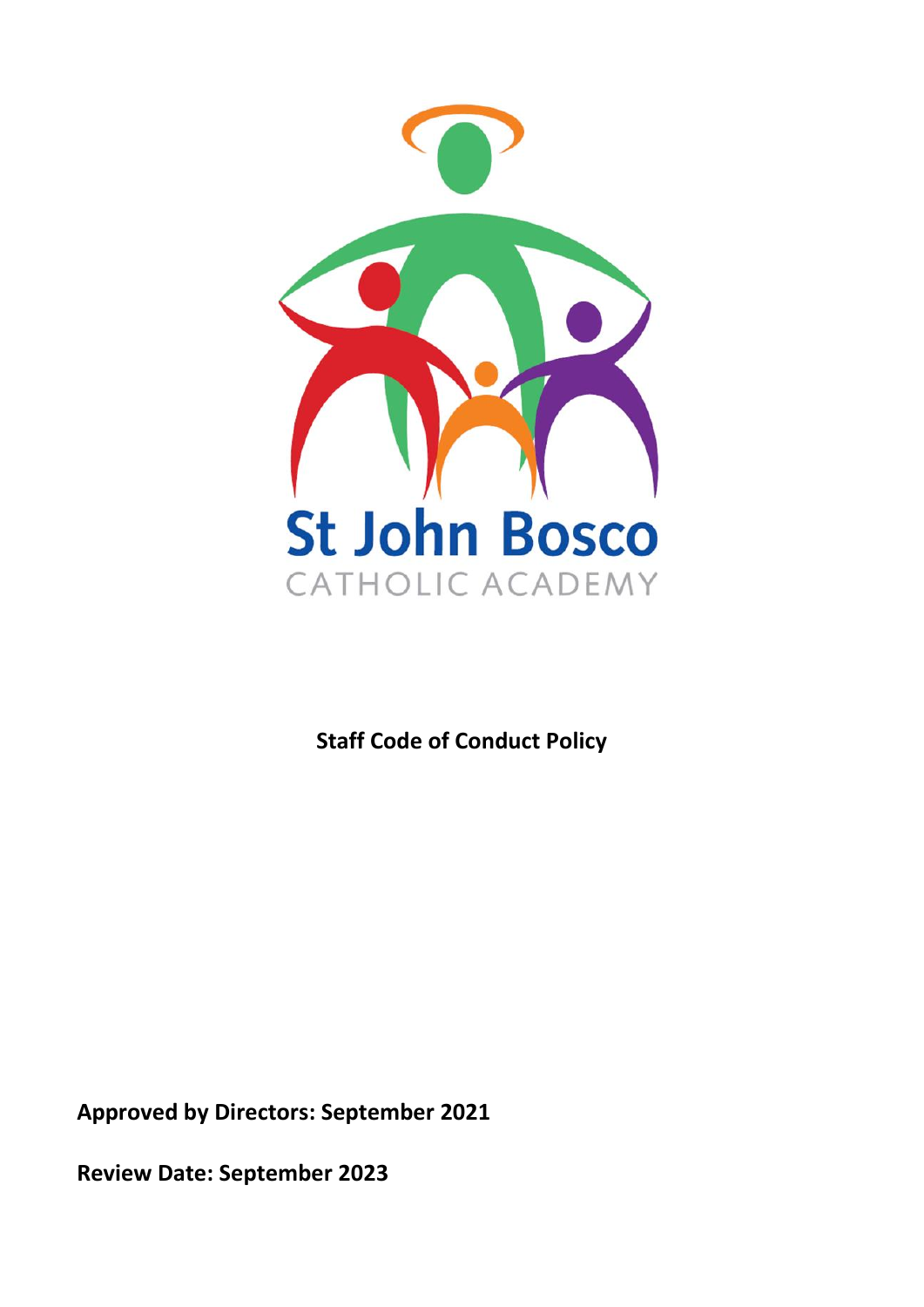St John Bosco
CATHOLIC ACADEMY

**Staff Code of Conduct Policy**

**Approved by Directors: September 2021**

**Review Date: September 2023**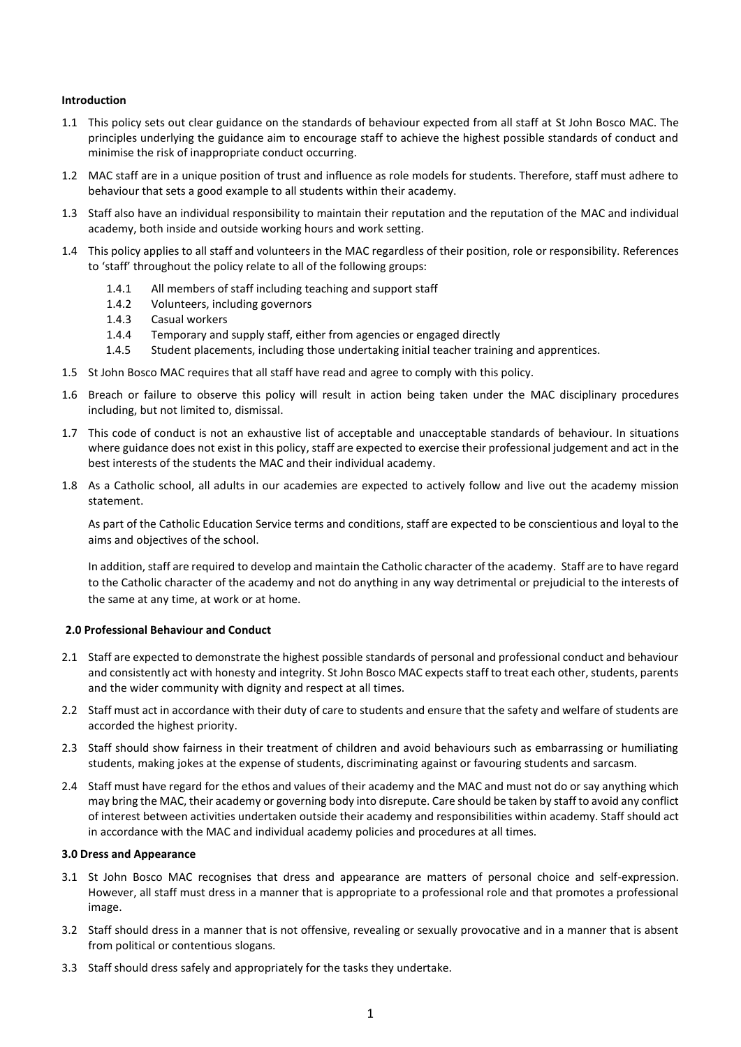**Introduction**

1.1 This policy sets out clear guidance on the standards of behaviour expected from all staff at St John Bosco MAC. The principles underlying the guidance aim to encourage staff to achieve the highest possible standards of conduct and minimise the risk of inappropriate conduct occurring.

1.2 MAC staff are in a unique position of trust and influence as role models for students. Therefore, staff must adhere to behaviour that sets a good example to all students within their academy.

1.3 Staff also have an individual responsibility to maintain their reputation and the reputation of the MAC and individual academy, both inside and outside working hours and work setting.

1.4 This policy applies to all staff and volunteers in the MAC regardless of their position, role or responsibility. References to 'staff' throughout the policy relate to all of the following groups:

- 1.4.1 All members of staff including teaching and support staff
- 1.4.2 Volunteers, including governors
- 1.4.3 Casual workers
- 1.4.4 Temporary and supply staff, either from agencies or engaged directly
- 1.4.5 Student placements, including those undertaking initial teacher training and apprentices.

1.5 St John Bosco MAC requires that all staff have read and agree to comply with this policy.

1.6 Breach or failure to observe this policy will result in action being taken under the MAC disciplinary procedures including, but not limited to, dismissal.

1.7 This code of conduct is not an exhaustive list of acceptable and unacceptable standards of behaviour. In situations where guidance does not exist in this policy, staff are expected to exercise their professional judgement and act in the best interests of the students the MAC and their individual academy.

1.8 As a Catholic school, all adults in our academies are expected to actively follow and live out the academy mission statement.

As part of the Catholic Education Service terms and conditions, staff are expected to be conscientious and loyal to the aims and objectives of the school.

In addition, staff are required to develop and maintain the Catholic character of the academy. Staff are to have regard to the Catholic character of the academy and not do anything in any way detrimental or prejudicial to the interests of the same at any time, at work or at home.

**2.0 Professional Behaviour and Conduct**

2.1 Staff are expected to demonstrate the highest possible standards of personal and professional conduct and behaviour and consistently act with honesty and integrity. St John Bosco MAC expects staff to treat each other, students, parents and the wider community with dignity and respect at all times.

2.2 Staff must act in accordance with their duty of care to students and ensure that the safety and welfare of students are accorded the highest priority.

2.3 Staff should show fairness in their treatment of children and avoid behaviours such as embarrassing or humiliating students, making jokes at the expense of students, discriminating against or favouring students and sarcasm.

2.4 Staff must have regard for the ethos and values of their academy and the MAC and must not do or say anything which may bring the MAC, their academy or governing body into disrepute. Care should be taken by staff to avoid any conflict of interest between activities undertaken outside their academy and responsibilities within academy. Staff should act in accordance with the MAC and individual academy policies and procedures at all times.

**3.0 Dress and Appearance**

3.1 St John Bosco MAC recognises that dress and appearance are matters of personal choice and self-expression. However, all staff must dress in a manner that is appropriate to a professional role and that promotes a professional image.

3.2 Staff should dress in a manner that is not offensive, revealing or sexually provocative and in a manner that is absent from political or contentious slogans.

3.3 Staff should dress safely and appropriately for the tasks they undertake.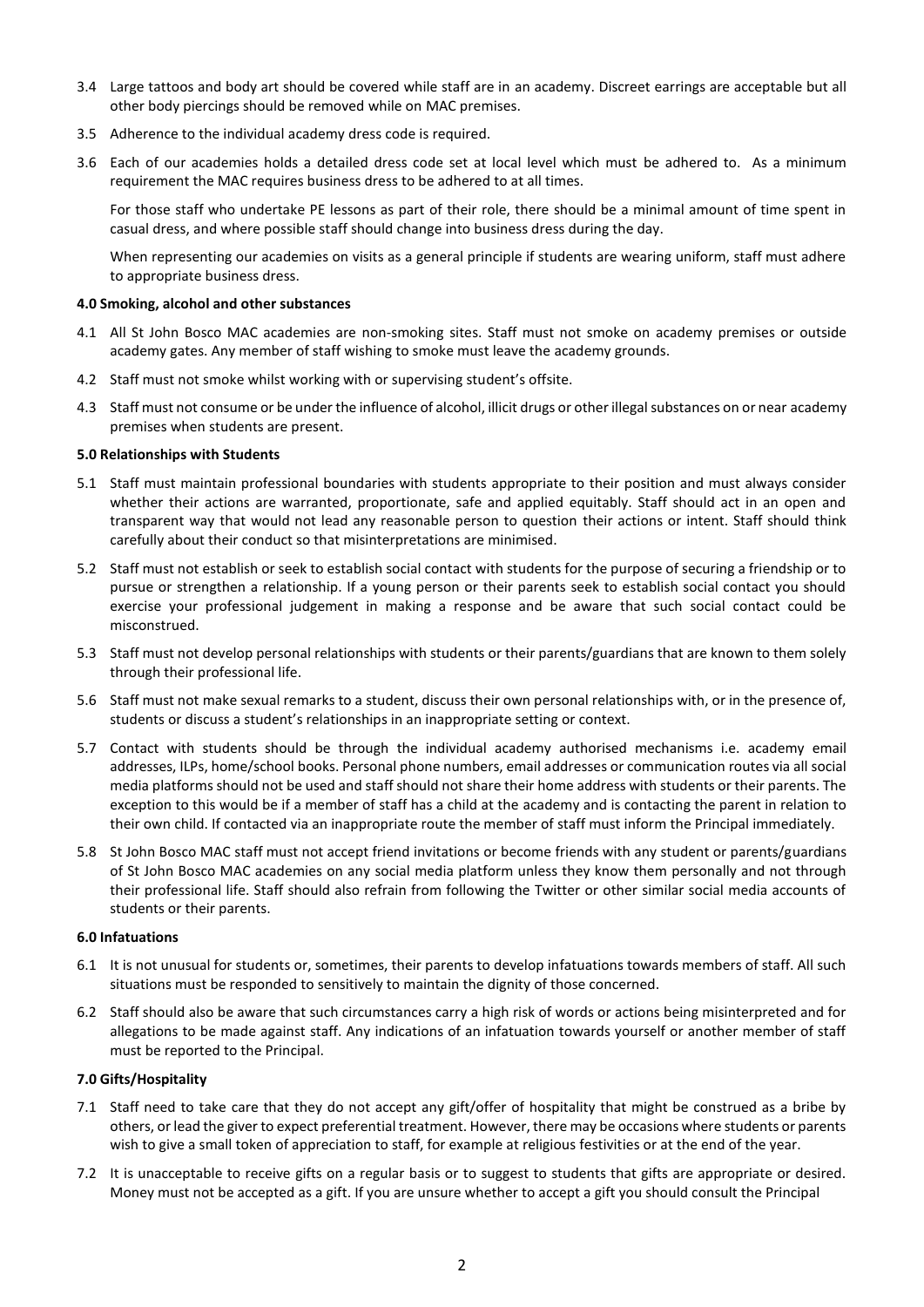3.4 Large tattoos and body art should be covered while staff are in an academy. Discreet earrings are acceptable but all other body piercings should be removed while on MAC premises.

3.5 Adherence to the individual academy dress code is required.

3.6 Each of our academies holds a detailed dress code set at local level which must be adhered to. As a minimum requirement the MAC requires business dress to be adhered to at all times.

For those staff who undertake PE lessons as part of their role, there should be a minimal amount of time spent in casual dress, and where possible staff should change into business dress during the day.

When representing our academies on visits as a general principle if students are wearing uniform, staff must adhere to appropriate business dress.

**4.0 Smoking, alcohol and other substances**

4.1 All St John Bosco MAC academies are non-smoking sites. Staff must not smoke on academy premises or outside academy gates. Any member of staff wishing to smoke must leave the academy grounds.

4.2 Staff must not smoke whilst working with or supervising student's offsite.

4.3 Staff must not consume or be under the influence of alcohol, illicit drugs or other illegal substances on or near academy premises when students are present.

**5.0 Relationships with Students**

5.1 Staff must maintain professional boundaries with students appropriate to their position and must always consider whether their actions are warranted, proportionate, safe and applied equitably. Staff should act in an open and transparent way that would not lead any reasonable person to question their actions or intent. Staff should think carefully about their conduct so that misinterpretations are minimised.

5.2 Staff must not establish or seek to establish social contact with students for the purpose of securing a friendship or to pursue or strengthen a relationship. If a young person or their parents seek to establish social contact you should exercise your professional judgement in making a response and be aware that such social contact could be misconstrued.

5.3 Staff must not develop personal relationships with students or their parents/guardians that are known to them solely through their professional life.

5.6 Staff must not make sexual remarks to a student, discuss their own personal relationships with, or in the presence of, students or discuss a student's relationships in an inappropriate setting or context.

5.7 Contact with students should be through the individual academy authorised mechanisms i.e. academy email addresses, ILPs, home/school books. Personal phone numbers, email addresses or communication routes via all social media platforms should not be used and staff should not share their home address with students or their parents. The exception to this would be if a member of staff has a child at the academy and is contacting the parent in relation to their own child. If contacted via an inappropriate route the member of staff must inform the Principal immediately.

5.8 St John Bosco MAC staff must not accept friend invitations or become friends with any student or parents/guardians of St John Bosco MAC academies on any social media platform unless they know them personally and not through their professional life. Staff should also refrain from following the Twitter or other similar social media accounts of students or their parents.

**6.0 Infatuations**

6.1 It is not unusual for students or, sometimes, their parents to develop infatuations towards members of staff. All such situations must be responded to sensitively to maintain the dignity of those concerned.

6.2 Staff should also be aware that such circumstances carry a high risk of words or actions being misinterpreted and for allegations to be made against staff. Any indications of an infatuation towards yourself or another member of staff must be reported to the Principal.

**7.0 Gifts/Hospitality**

7.1 Staff need to take care that they do not accept any gift/offer of hospitality that might be construed as a bribe by others, or lead the giver to expect preferential treatment. However, there may be occasions where students or parents wish to give a small token of appreciation to staff, for example at religious festivities or at the end of the year.

7.2 It is unacceptable to receive gifts on a regular basis or to suggest to students that gifts are appropriate or desired. Money must not be accepted as a gift. If you are unsure whether to accept a gift you should consult the Principal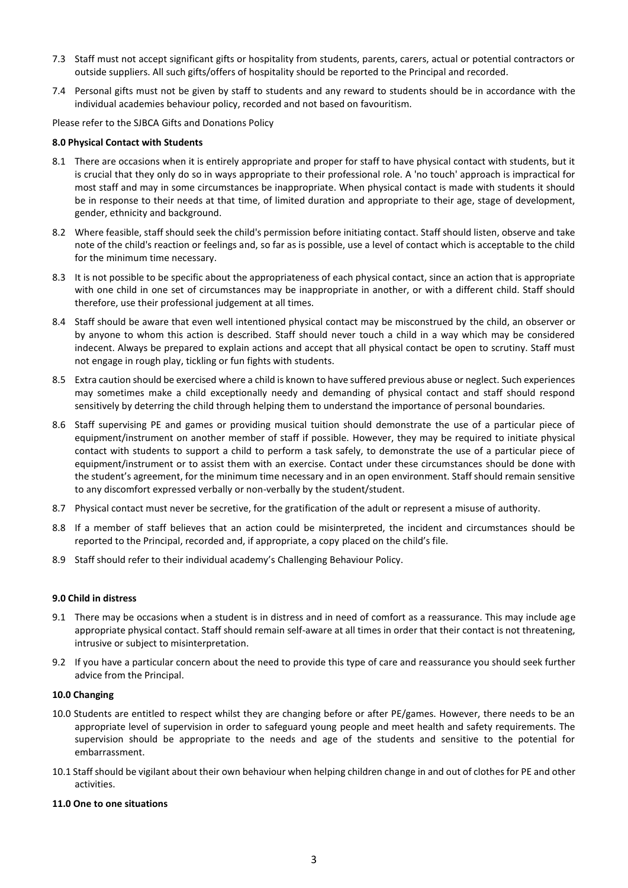7.3 Staff must not accept significant gifts or hospitality from students, parents, carers, actual or potential contractors or outside suppliers. All such gifts/offers of hospitality should be reported to the Principal and recorded.

7.4 Personal gifts must not be given by staff to students and any reward to students should be in accordance with the individual academies behaviour policy, recorded and not based on favouritism.

Please refer to the SJBCA Gifts and Donations Policy

**8.0 Physical Contact with Students**

8.1 There are occasions when it is entirely appropriate and proper for staff to have physical contact with students, but it is crucial that they only do so in ways appropriate to their professional role. A 'no touch' approach is impractical for most staff and may in some circumstances be inappropriate. When physical contact is made with students it should be in response to their needs at that time, of limited duration and appropriate to their age, stage of development, gender, ethnicity and background.

8.2 Where feasible, staff should seek the child's permission before initiating contact. Staff should listen, observe and take note of the child's reaction or feelings and, so far as is possible, use a level of contact which is acceptable to the child for the minimum time necessary.

8.3 It is not possible to be specific about the appropriateness of each physical contact, since an action that is appropriate with one child in one set of circumstances may be inappropriate in another, or with a different child. Staff should therefore, use their professional judgement at all times.

8.4 Staff should be aware that even well intentioned physical contact may be misconstrued by the child, an observer or by anyone to whom this action is described. Staff should never touch a child in a way which may be considered indecent. Always be prepared to explain actions and accept that all physical contact be open to scrutiny. Staff must not engage in rough play, tickling or fun fights with students.

8.5 Extra caution should be exercised where a child is known to have suffered previous abuse or neglect. Such experiences may sometimes make a child exceptionally needy and demanding of physical contact and staff should respond sensitively by deterring the child through helping them to understand the importance of personal boundaries.

8.6 Staff supervising PE and games or providing musical tuition should demonstrate the use of a particular piece of equipment/instrument on another member of staff if possible. However, they may be required to initiate physical contact with students to support a child to perform a task safely, to demonstrate the use of a particular piece of equipment/instrument or to assist them with an exercise. Contact under these circumstances should be done with the student's agreement, for the minimum time necessary and in an open environment. Staff should remain sensitive to any discomfort expressed verbally or non-verbally by the student/student.

8.7 Physical contact must never be secretive, for the gratification of the adult or represent a misuse of authority.

8.8 If a member of staff believes that an action could be misinterpreted, the incident and circumstances should be reported to the Principal, recorded and, if appropriate, a copy placed on the child's file.

8.9 Staff should refer to their individual academy's Challenging Behaviour Policy.

**9.0 Child in distress**

9.1 There may be occasions when a student is in distress and in need of comfort as a reassurance. This may include age appropriate physical contact. Staff should remain self-aware at all times in order that their contact is not threatening, intrusive or subject to misinterpretation.

9.2 If you have a particular concern about the need to provide this type of care and reassurance you should seek further advice from the Principal.

**10.0 Changing**

10.0 Students are entitled to respect whilst they are changing before or after PE/games. However, there needs to be an appropriate level of supervision in order to safeguard young people and meet health and safety requirements. The supervision should be appropriate to the needs and age of the students and sensitive to the potential for embarrassment.

10.1 Staff should be vigilant about their own behaviour when helping children change in and out of clothes for PE and other activities.

**11.0 One to one situations**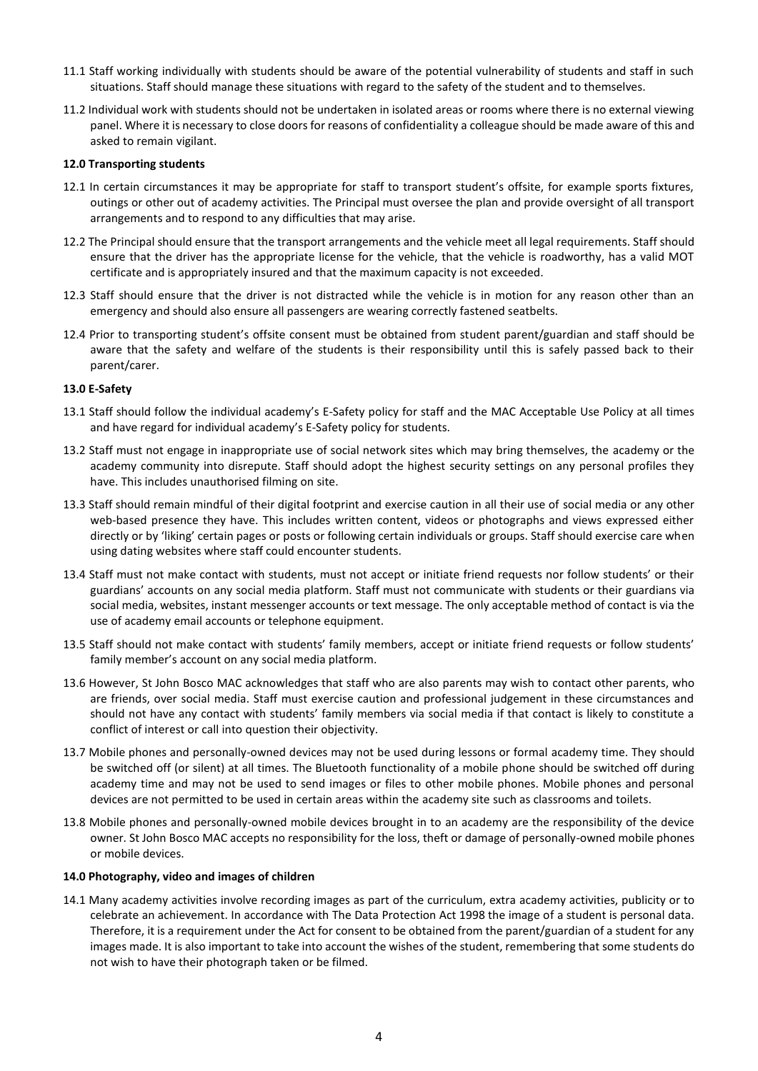11.1 Staff working individually with students should be aware of the potential vulnerability of students and staff in such situations. Staff should manage these situations with regard to the safety of the student and to themselves.

11.2 Individual work with students should not be undertaken in isolated areas or rooms where there is no external viewing panel. Where it is necessary to close doors for reasons of confidentiality a colleague should be made aware of this and asked to remain vigilant.

**12.0 Transporting students**

12.1 In certain circumstances it may be appropriate for staff to transport student's offsite, for example sports fixtures, outings or other out of academy activities. The Principal must oversee the plan and provide oversight of all transport arrangements and to respond to any difficulties that may arise.

12.2 The Principal should ensure that the transport arrangements and the vehicle meet all legal requirements. Staff should ensure that the driver has the appropriate license for the vehicle, that the vehicle is roadworthy, has a valid MOT certificate and is appropriately insured and that the maximum capacity is not exceeded.

12.3 Staff should ensure that the driver is not distracted while the vehicle is in motion for any reason other than an emergency and should also ensure all passengers are wearing correctly fastened seatbelts.

12.4 Prior to transporting student's offsite consent must be obtained from student parent/guardian and staff should be aware that the safety and welfare of the students is their responsibility until this is safely passed back to their parent/carer.

**13.0 E-Safety**

13.1 Staff should follow the individual academy's E-Safety policy for staff and the MAC Acceptable Use Policy at all times and have regard for individual academy's E-Safety policy for students.

13.2 Staff must not engage in inappropriate use of social network sites which may bring themselves, the academy or the academy community into disrepute. Staff should adopt the highest security settings on any personal profiles they have. This includes unauthorised filming on site.

13.3 Staff should remain mindful of their digital footprint and exercise caution in all their use of social media or any other web-based presence they have. This includes written content, videos or photographs and views expressed either directly or by 'liking' certain pages or posts or following certain individuals or groups. Staff should exercise care when using dating websites where staff could encounter students.

13.4 Staff must not make contact with students, must not accept or initiate friend requests nor follow students' or their guardians' accounts on any social media platform. Staff must not communicate with students or their guardians via social media, websites, instant messenger accounts or text message. The only acceptable method of contact is via the use of academy email accounts or telephone equipment.

13.5 Staff should not make contact with students' family members, accept or initiate friend requests or follow students' family member's account on any social media platform.

13.6 However, St John Bosco MAC acknowledges that staff who are also parents may wish to contact other parents, who are friends, over social media. Staff must exercise caution and professional judgement in these circumstances and should not have any contact with students' family members via social media if that contact is likely to constitute a conflict of interest or call into question their objectivity.

13.7 Mobile phones and personally-owned devices may not be used during lessons or formal academy time. They should be switched off (or silent) at all times. The Bluetooth functionality of a mobile phone should be switched off during academy time and may not be used to send images or files to other mobile phones. Mobile phones and personal devices are not permitted to be used in certain areas within the academy site such as classrooms and toilets.

13.8 Mobile phones and personally-owned mobile devices brought in to an academy are the responsibility of the device owner. St John Bosco MAC accepts no responsibility for the loss, theft or damage of personally-owned mobile phones or mobile devices.

**14.0 Photography, video and images of children**

14.1 Many academy activities involve recording images as part of the curriculum, extra academy activities, publicity or to celebrate an achievement. In accordance with The Data Protection Act 1998 the image of a student is personal data. Therefore, it is a requirement under the Act for consent to be obtained from the parent/guardian of a student for any images made. It is also important to take into account the wishes of the student, remembering that some students do not wish to have their photograph taken or be filmed.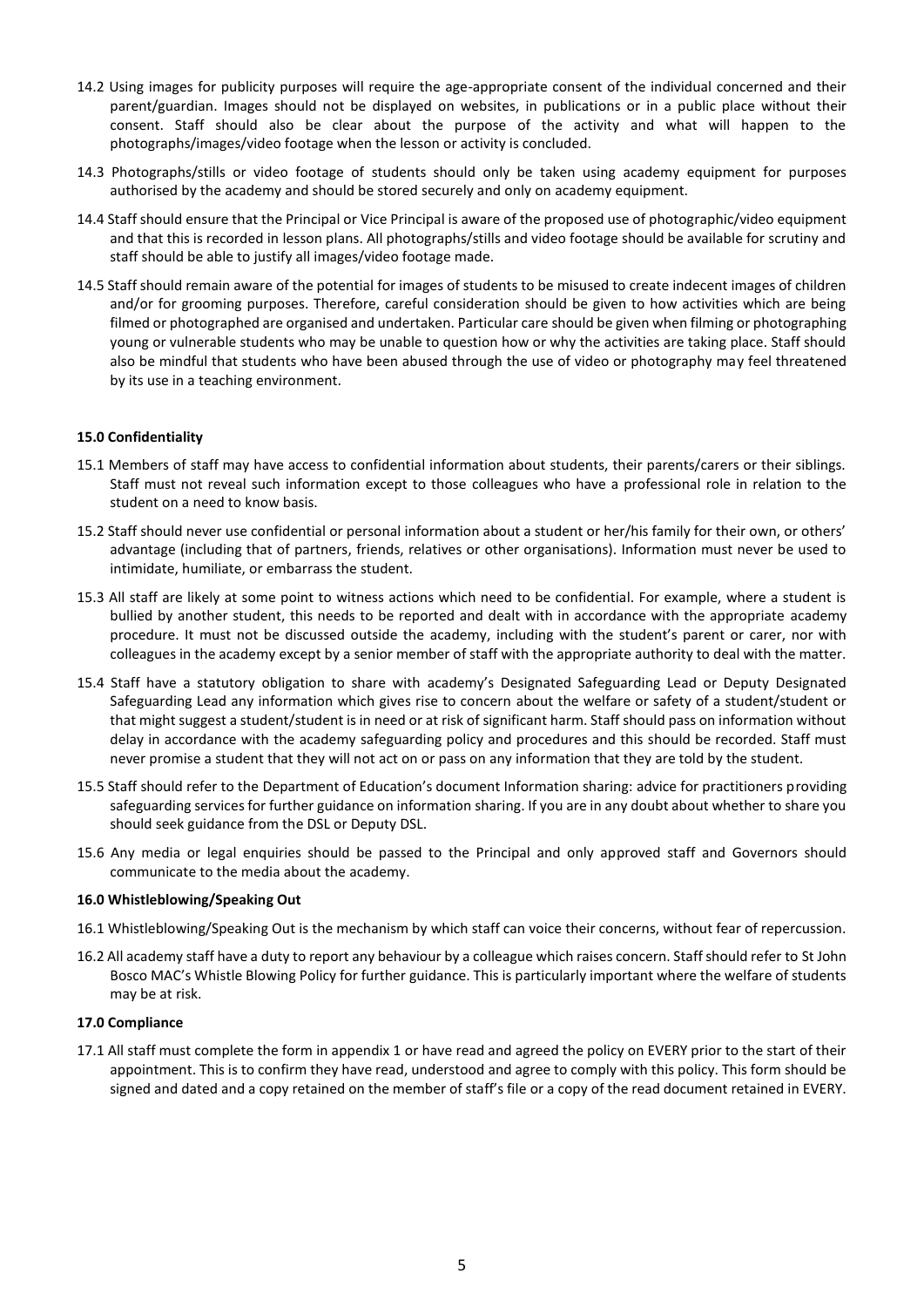14.2 Using images for publicity purposes will require the age-appropriate consent of the individual concerned and their parent/guardian. Images should not be displayed on websites, in publications or in a public place without their consent. Staff should also be clear about the purpose of the activity and what will happen to the photographs/images/video footage when the lesson or activity is concluded.

14.3 Photographs/stills or video footage of students should only be taken using academy equipment for purposes authorised by the academy and should be stored securely and only on academy equipment.

14.4 Staff should ensure that the Principal or Vice Principal is aware of the proposed use of photographic/video equipment and that this is recorded in lesson plans. All photographs/stills and video footage should be available for scrutiny and staff should be able to justify all images/video footage made.

14.5 Staff should remain aware of the potential for images of students to be misused to create indecent images of children and/or for grooming purposes. Therefore, careful consideration should be given to how activities which are being filmed or photographed are organised and undertaken. Particular care should be given when filming or photographing young or vulnerable students who may be unable to question how or why the activities are taking place. Staff should also be mindful that students who have been abused through the use of video or photography may feel threatened by its use in a teaching environment.

**15.0 Confidentiality**

15.1 Members of staff may have access to confidential information about students, their parents/carers or their siblings. Staff must not reveal such information except to those colleagues who have a professional role in relation to the student on a need to know basis.

15.2 Staff should never use confidential or personal information about a student or her/his family for their own, or others' advantage (including that of partners, friends, relatives or other organisations). Information must never be used to intimidate, humiliate, or embarrass the student.

15.3 All staff are likely at some point to witness actions which need to be confidential. For example, where a student is bullied by another student, this needs to be reported and dealt with in accordance with the appropriate academy procedure. It must not be discussed outside the academy, including with the student's parent or carer, nor with colleagues in the academy except by a senior member of staff with the appropriate authority to deal with the matter.

15.4 Staff have a statutory obligation to share with academy's Designated Safeguarding Lead or Deputy Designated Safeguarding Lead any information which gives rise to concern about the welfare or safety of a student/student or that might suggest a student/student is in need or at risk of significant harm. Staff should pass on information without delay in accordance with the academy safeguarding policy and procedures and this should be recorded. Staff must never promise a student that they will not act on or pass on any information that they are told by the student.

15.5 Staff should refer to the Department of Education's document Information sharing: advice for practitioners providing safeguarding services for further guidance on information sharing. If you are in any doubt about whether to share you should seek guidance from the DSL or Deputy DSL.

15.6 Any media or legal enquiries should be passed to the Principal and only approved staff and Governors should communicate to the media about the academy.

**16.0 Whistleblowing/Speaking Out**

16.1 Whistleblowing/Speaking Out is the mechanism by which staff can voice their concerns, without fear of repercussion.

16.2 All academy staff have a duty to report any behaviour by a colleague which raises concern. Staff should refer to St John Bosco MAC's Whistle Blowing Policy for further guidance. This is particularly important where the welfare of students may be at risk.

**17.0 Compliance**

17.1 All staff must complete the form in appendix 1 or have read and agreed the policy on EVERY prior to the start of their appointment. This is to confirm they have read, understood and agree to comply with this policy. This form should be signed and dated and a copy retained on the member of staff's file or a copy of the read document retained in EVERY.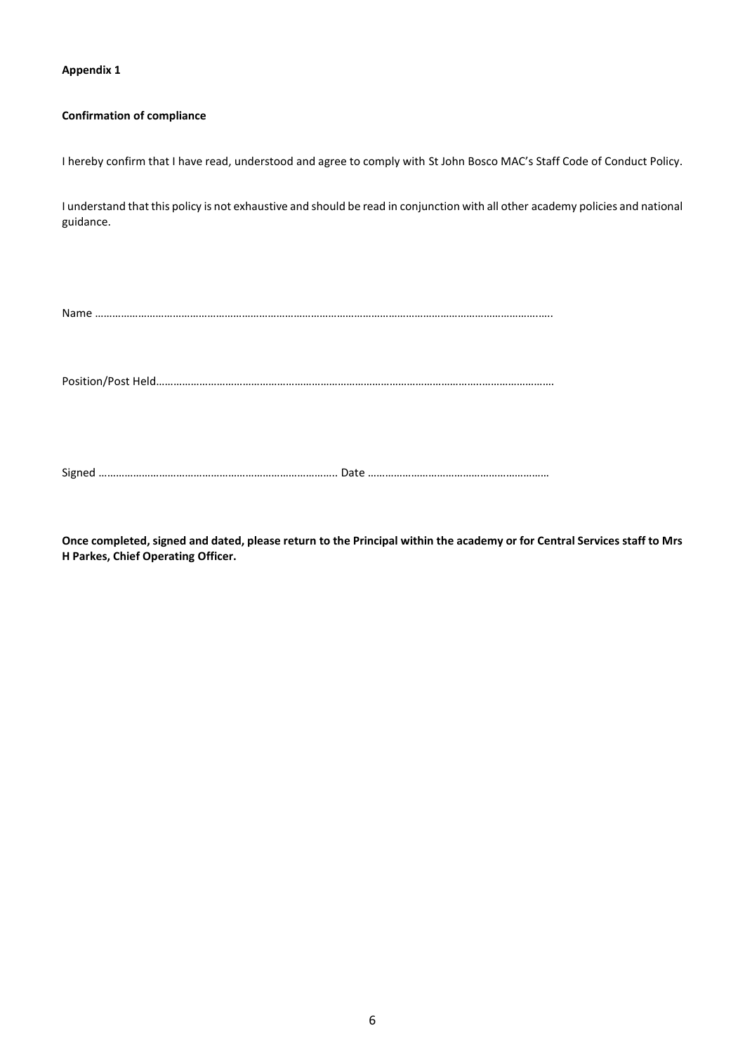**Appendix 1**

**Confirmation of compliance**

I hereby confirm that I have read, understood and agree to comply with St John Bosco MAC's Staff Code of Conduct Policy.

I understand that this policy is not exhaustive and should be read in conjunction with all other academy policies and national guidance.

Name ………………………………………………………………………………………………………………………………………..

Position/Post Held……………………………………………………………………………………………………………………

Signed ……………………………………………………………………….. Date ……………………………………………………

**Once completed, signed and dated, please return to the Principal within the academy or for Central Services staff to Mrs H Parkes, Chief Operating Officer.**